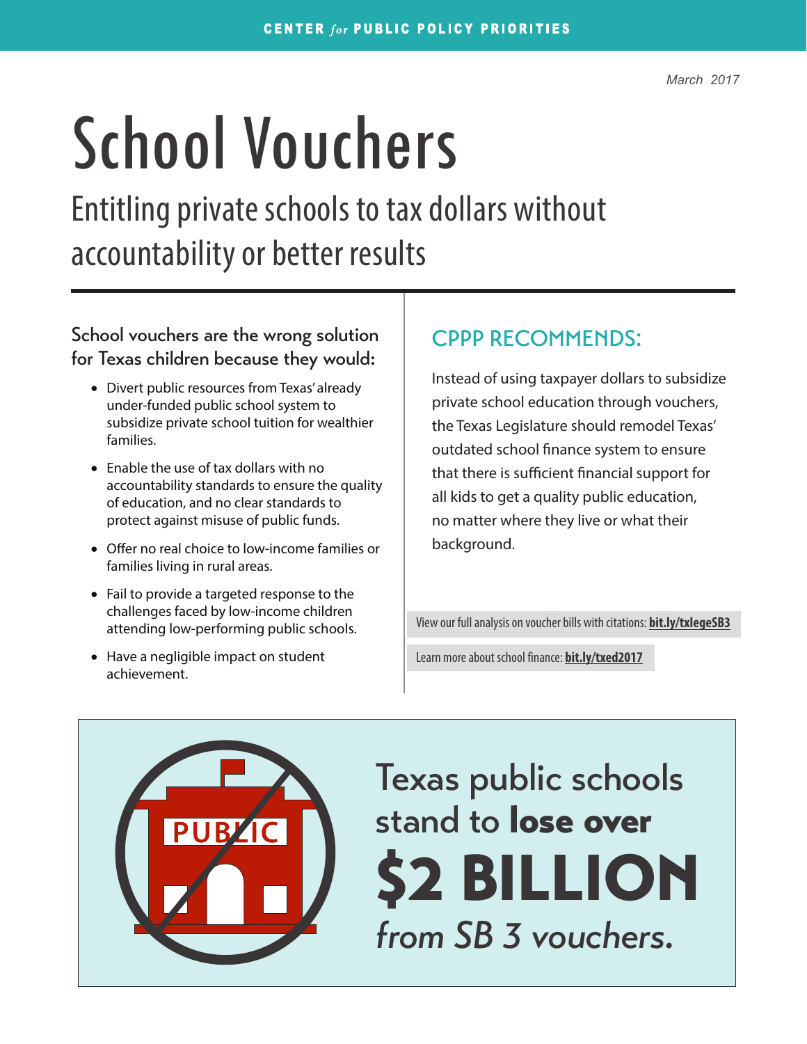CENTER *for* PUBLIC POLICY PRIORITIES

*March 2017*

# School Vouchers

## Entitling private schools to tax dollars without accountability or better results

### School vouchers are the wrong solution for Texas children because they would:

- Divert public resources from Texas' already under-funded public school system to subsidize private school tuition for wealthier families.
- Enable the use of tax dollars with no accountability standards to ensure the quality of education, and no clear standards to protect against misuse of public funds.
- Offer no real choice to low-income families or families living in rural areas.
- Fail to provide a targeted response to the challenges faced by low-income children attending low-performing public schools.
- Have a negligible impact on student achievement.

### CPPP RECOMMENDS:

Instead of using taxpayer dollars to subsidize private school education through vouchers, the Texas Legislature should remodel Texas' outdated school finance system to ensure that there is sufficient financial support for all kids to get a quality public education, no matter where they live or what their background.

View our full analysis on voucher bills with citations: **bit.ly/txlegeSB3**

Learn more about school finance: **bit.ly/txed2017**

PUBLIC

Texas public schools stand to **lose over**

**$2 BILLION**

*from SB 3 vouchers.*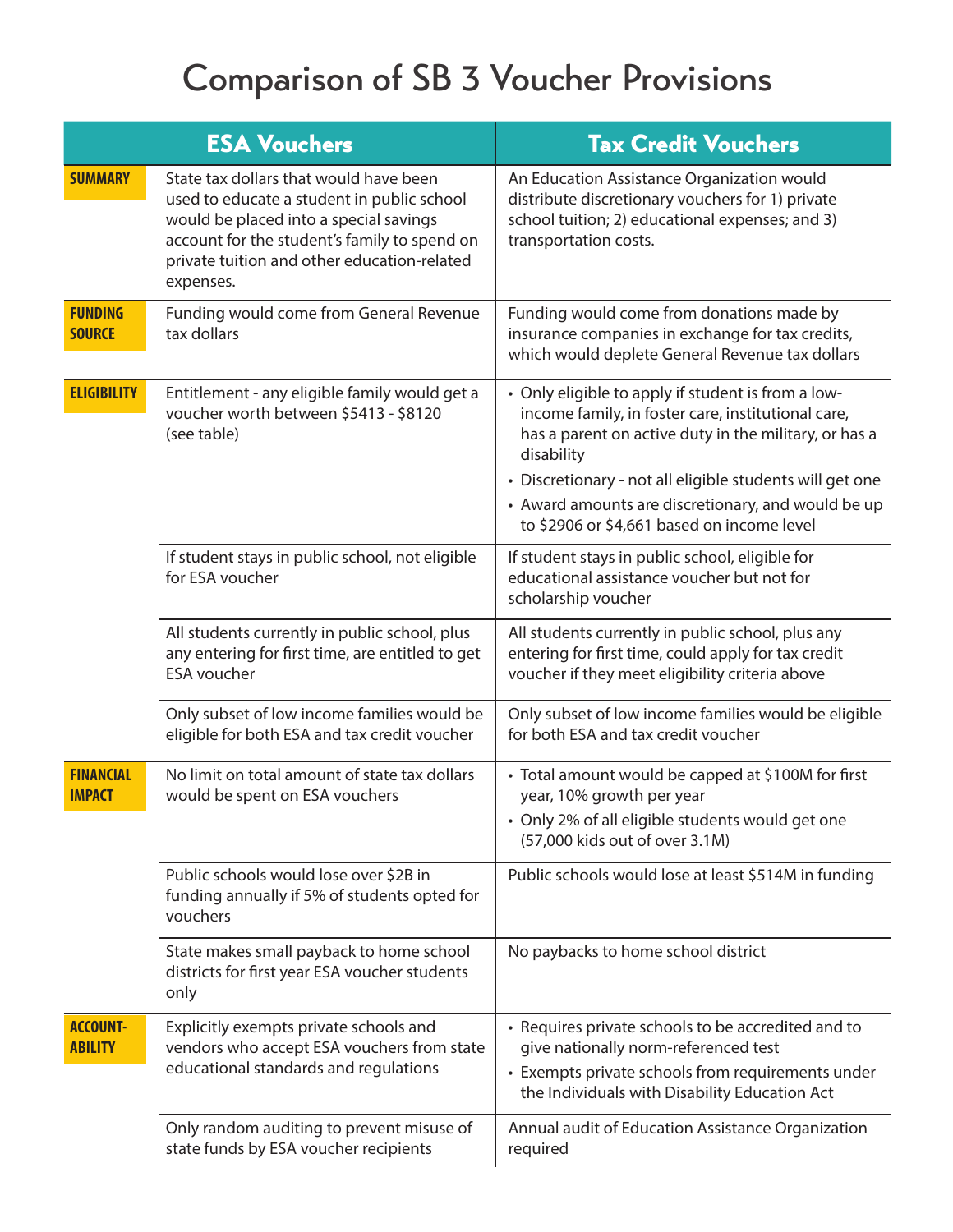# Comparison of SB 3 Voucher Provisions

| | ESA Vouchers | Tax Credit Vouchers |
|---|---|---|
| **SUMMARY** | State tax dollars that would have been used to educate a student in public school would be placed into a special savings account for the student's family to spend on private tuition and other education-related expenses. | An Education Assistance Organization would distribute discretionary vouchers for 1) private school tuition; 2) educational expenses; and 3) transportation costs. |
| **FUNDING SOURCE** | Funding would come from General Revenue tax dollars | Funding would come from donations made by insurance companies in exchange for tax credits, which would deplete General Revenue tax dollars |
| **ELIGIBILITY** | Entitlement - any eligible family would get a voucher worth between $5413 - $8120 (see table) | • Only eligible to apply if student is from a low-income family, in foster care, institutional care, has a parent on active duty in the military, or has a disability<br>• Discretionary - not all eligible students will get one<br>• Award amounts are discretionary, and would be up to $2906 or $4,661 based on income level |
| | If student stays in public school, not eligible for ESA voucher | If student stays in public school, eligible for educational assistance voucher but not for scholarship voucher |
| | All students currently in public school, plus any entering for first time, are entitled to get ESA voucher | All students currently in public school, plus any entering for first time, could apply for tax credit voucher if they meet eligibility criteria above |
| | Only subset of low income families would be eligible for both ESA and tax credit voucher | Only subset of low income families would be eligible for both ESA and tax credit voucher |
| **FINANCIAL IMPACT** | No limit on total amount of state tax dollars would be spent on ESA vouchers | • Total amount would be capped at $100M for first year, 10% growth per year<br>• Only 2% of all eligible students would get one (57,000 kids out of over 3.1M) |
| | Public schools would lose over $2B in funding annually if 5% of students opted for vouchers | Public schools would lose at least $514M in funding |
| | State makes small payback to home school districts for first year ESA voucher students only | No paybacks to home school district |
| **ACCOUNT-ABILITY** | Explicitly exempts private schools and vendors who accept ESA vouchers from state educational standards and regulations | • Requires private schools to be accredited and to give nationally norm-referenced test<br>• Exempts private schools from requirements under the Individuals with Disability Education Act |
| | Only random auditing to prevent misuse of state funds by ESA voucher recipients | Annual audit of Education Assistance Organization required |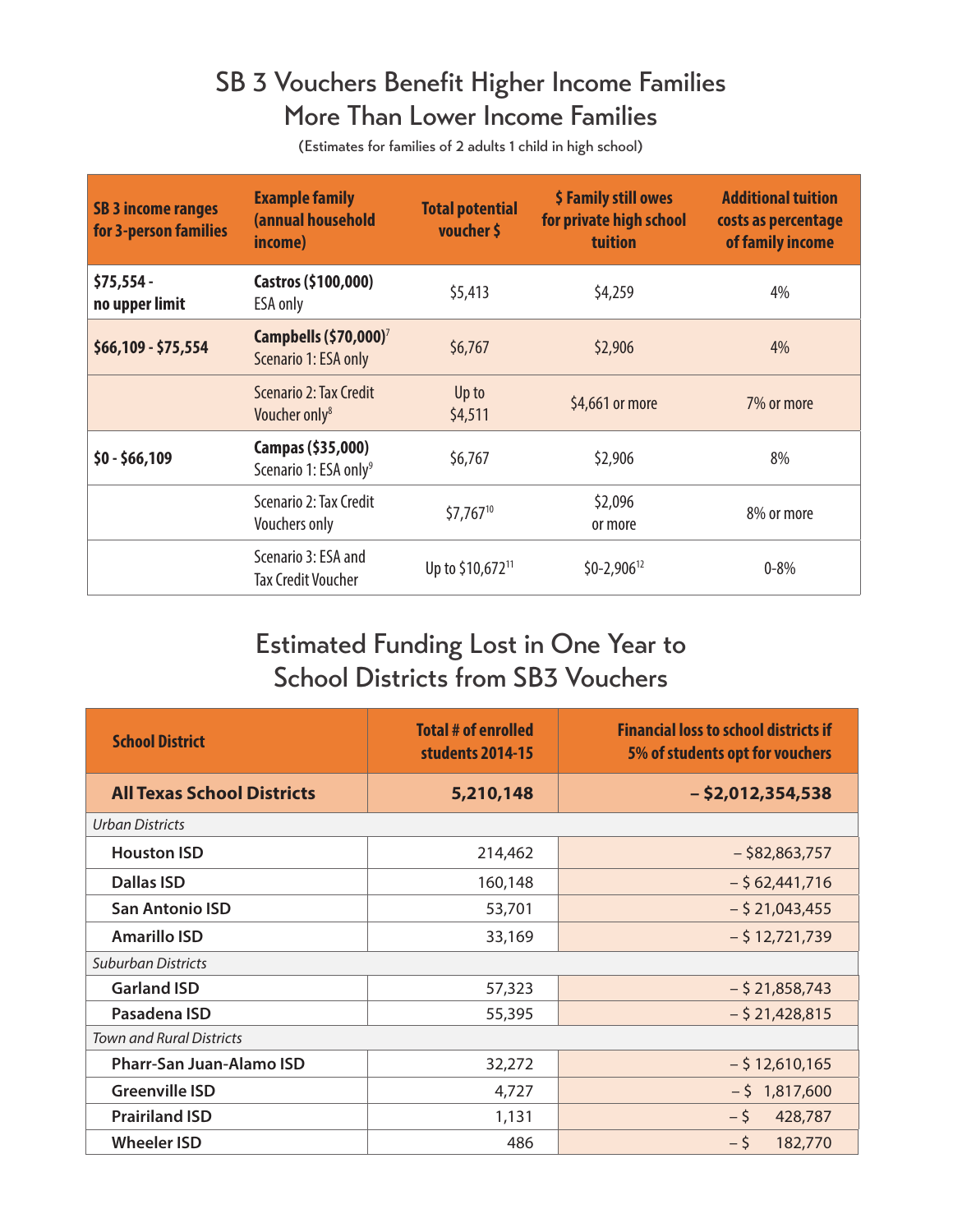# SB 3 Vouchers Benefit Higher Income Families More Than Lower Income Families

(Estimates for families of 2 adults 1 child in high school)

| SB 3 income ranges for 3-person families | Example family (annual household income) | Total potential voucher $ | $ Family still owes for private high school tuition | Additional tuition costs as percentage of family income |
|---|---|---|---|---|
| **$75,554 - no upper limit** | **Castros ($100,000)** ESA only | $5,413 | $4,259 | 4% |
| **$66,109 - $75,554** | **Campbells ($70,000)**[7] Scenario 1: ESA only | $6,767 | $2,906 | 4% |
| | Scenario 2: Tax Credit Voucher only[8] | Up to $4,511 | $4,661 or more | 7% or more |
| **$0 - $66,109** | **Campas ($35,000)** Scenario 1: ESA only[9] | $6,767 | $2,906 | 8% |
| | Scenario 2: Tax Credit Vouchers only | $7,767[10] | $2,096 or more | 8% or more |
| | Scenario 3: ESA and Tax Credit Voucher | Up to $10,672[11] | $0-2,906[12] | 0-8% |

# Estimated Funding Lost in One Year to School Districts from SB3 Vouchers

| School District | Total # of enrolled students 2014-15 | Financial loss to school districts if 5% of students opt for vouchers |
|---|---:|---:|
| **All Texas School Districts** | **5,210,148** | **– $2,012,354,538** |
| *Urban Districts* | | |
| **Houston ISD** | 214,462 | – $82,863,757 |
| **Dallas ISD** | 160,148 | – $ 62,441,716 |
| **San Antonio ISD** | 53,701 | – $ 21,043,455 |
| **Amarillo ISD** | 33,169 | – $ 12,721,739 |
| *Suburban Districts* | | |
| **Garland ISD** | 57,323 | – $ 21,858,743 |
| **Pasadena ISD** | 55,395 | – $ 21,428,815 |
| *Town and Rural Districts* | | |
| **Pharr-San Juan-Alamo ISD** | 32,272 | – $ 12,610,165 |
| **Greenville ISD** | 4,727 | – $ 1,817,600 |
| **Prairiland ISD** | 1,131 | – $ 428,787 |
| **Wheeler ISD** | 486 | – $ 182,770 |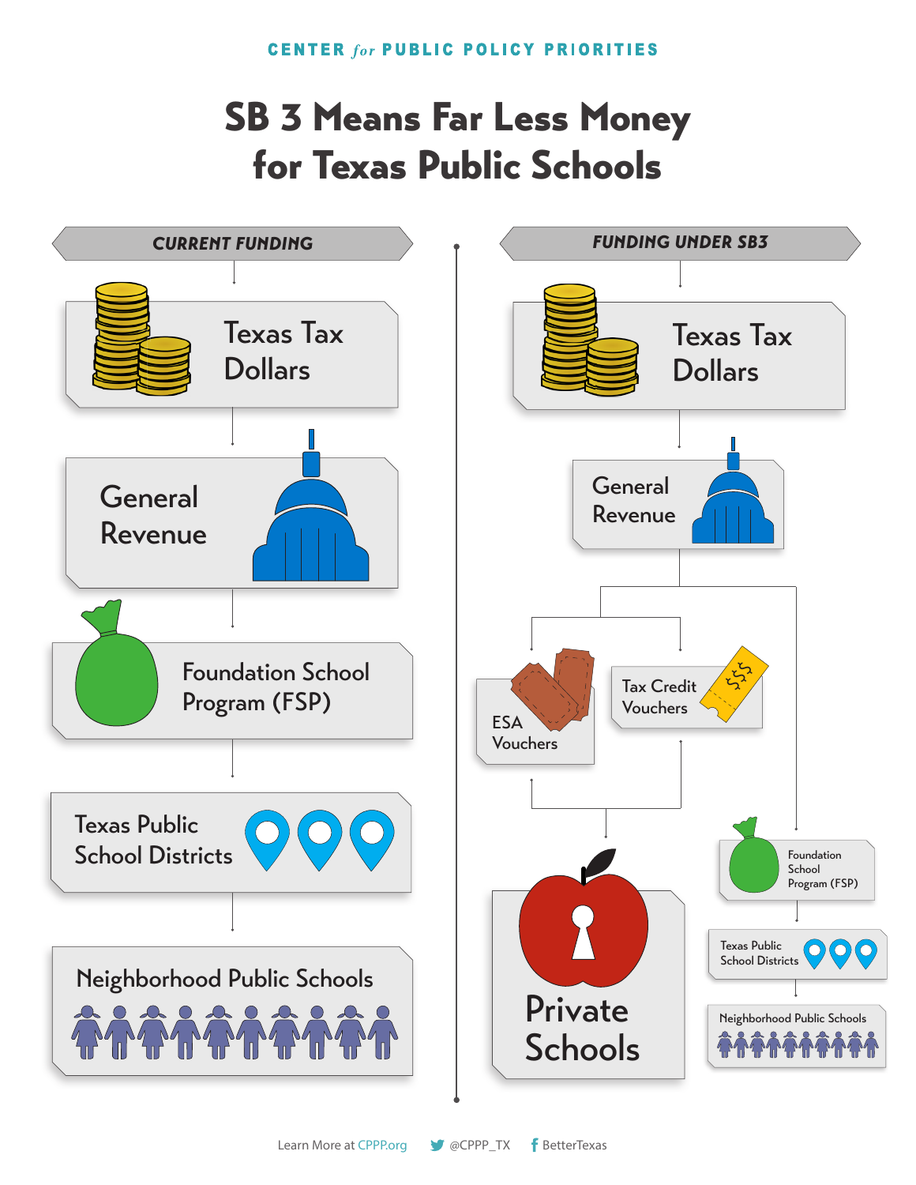CENTER *for* PUBLIC POLICY PRIORITIES

# SB 3 Means Far Less Money for Texas Public Schools

**CURRENT FUNDING**

Texas Tax Dollars

General Revenue

Foundation School Program (FSP)

Texas Public School Districts

Neighborhood Public Schools

**FUNDING UNDER SB3**

Texas Tax Dollars

General Revenue

ESA Vouchers

Tax Credit Vouchers

Private Schools

Foundation School Program (FSP)

Texas Public School Districts

Neighborhood Public Schools

Learn More at CPPP.org @CPPP_TX BetterTexas